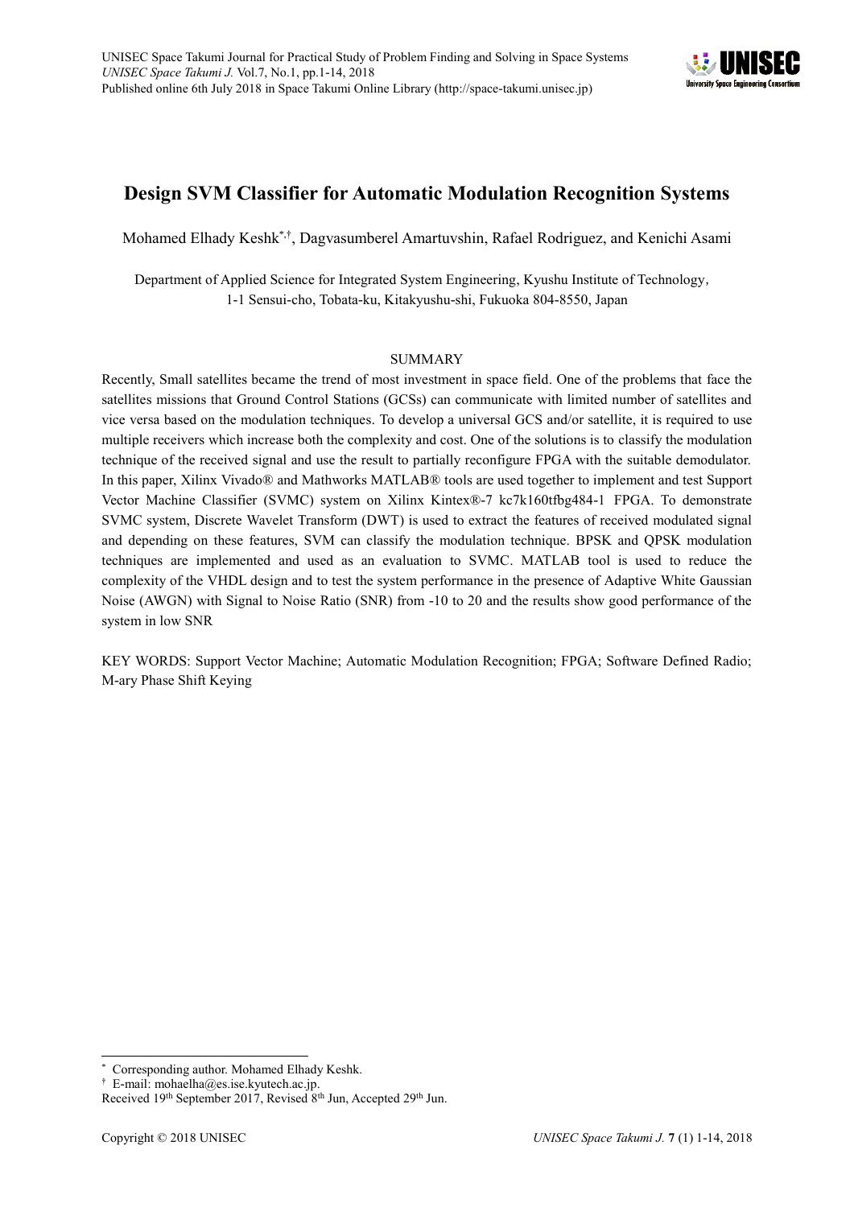# Design SVM Classifier for Automatic Modulation Recognition Systems

Mohamed Elhady Keshk[*,†], Dagvasumberel Amartuvshin, Rafael Rodriguez, and Kenichi Asami

Department of Applied Science for Integrated System Engineering, Kyushu Institute of Technology, 1-1 Sensui-cho, Tobata-ku, Kitakyushu-shi, Fukuoka 804-8550, Japan

## SUMMARY

Recently, Small satellites became the trend of most investment in space field. One of the problems that face the satellites missions that Ground Control Stations (GCSs) can communicate with limited number of satellites and vice versa based on the modulation techniques. To develop a universal GCS and/or satellite, it is required to use multiple receivers which increase both the complexity and cost. One of the solutions is to classify the modulation technique of the received signal and use the result to partially reconfigure FPGA with the suitable demodulator. In this paper, Xilinx Vivado® and Mathworks MATLAB® tools are used together to implement and test Support Vector Machine Classifier (SVMC) system on Xilinx Kintex®-7 kc7k160tfbg484-1 FPGA. To demonstrate SVMC system, Discrete Wavelet Transform (DWT) is used to extract the features of received modulated signal and depending on these features, SVM can classify the modulation technique. BPSK and QPSK modulation techniques are implemented and used as an evaluation to SVMC. MATLAB tool is used to reduce the complexity of the VHDL design and to test the system performance in the presence of Adaptive White Gaussian Noise (AWGN) with Signal to Noise Ratio (SNR) from -10 to 20 and the results show good performance of the system in low SNR

KEY WORDS: Support Vector Machine; Automatic Modulation Recognition; FPGA; Software Defined Radio; M-ary Phase Shift Keying

---

[*] Corresponding author. Mohamed Elhady Keshk.

[†] E-mail: mohaelha@es.ise.kyutech.ac.jp.

Received 19th September 2017, Revised 8th Jun, Accepted 29th Jun.

Copyright © 2018 UNISEC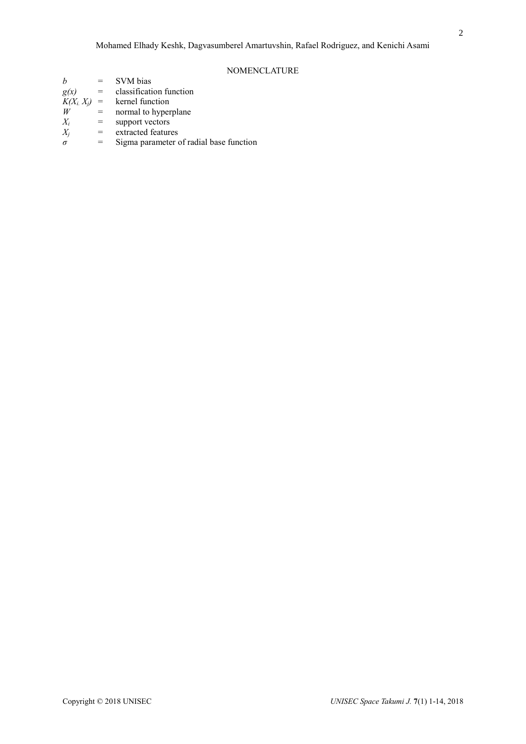## NOMENCLATURE

| | | |
|---|---|---|
| $b$ | = | SVM bias |
| $g(x)$ | = | classification function |
| $K(X_i, X_j)$ | = | kernel function |
| $W$ | = | normal to hyperplane |
| $X_i$ | = | support vectors |
| $X_j$ | = | extracted features |
| $\sigma$ | = | Sigma parameter of radial base function |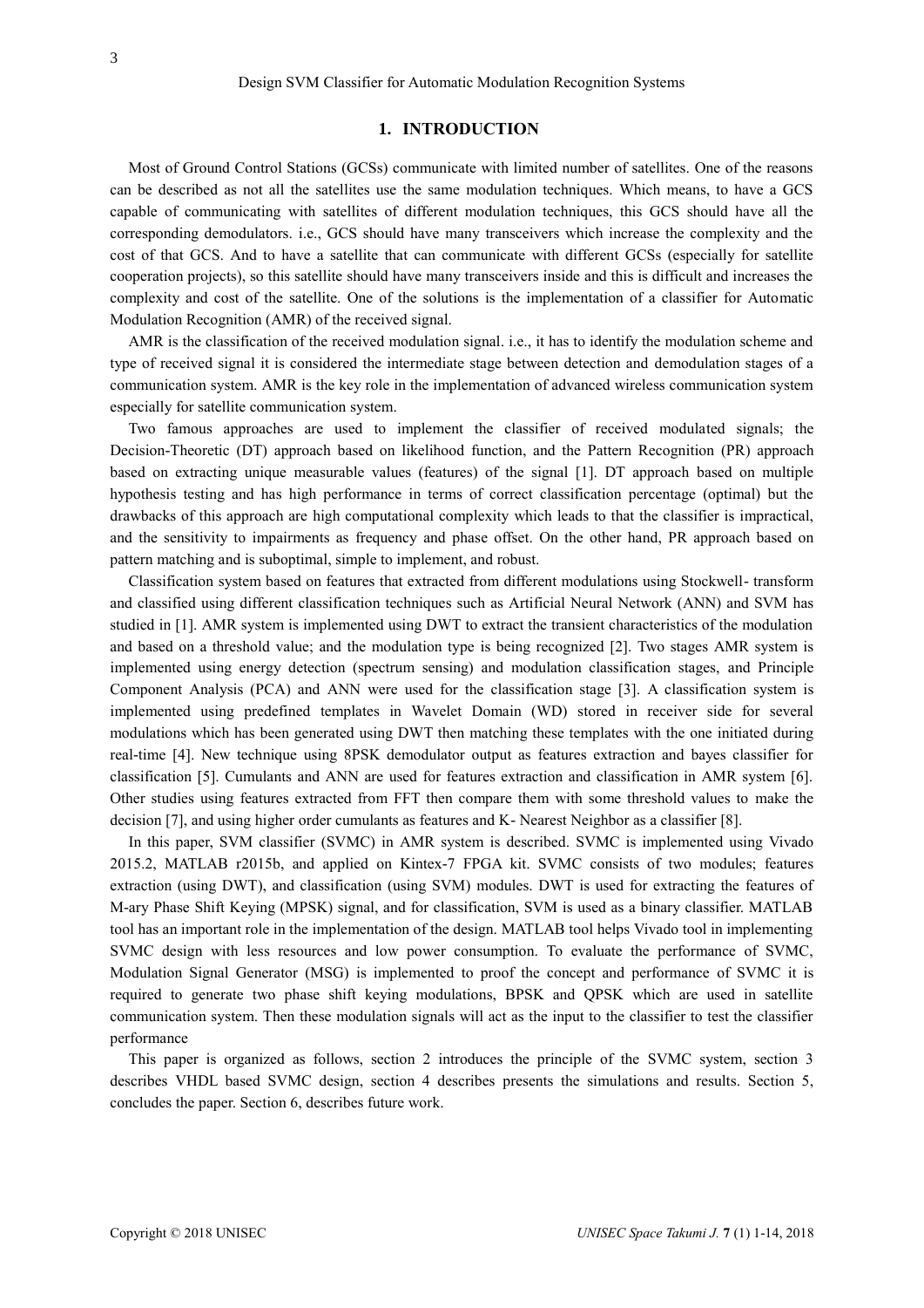## 1. INTRODUCTION

Most of Ground Control Stations (GCSs) communicate with limited number of satellites. One of the reasons can be described as not all the satellites use the same modulation techniques. Which means, to have a GCS capable of communicating with satellites of different modulation techniques, this GCS should have all the corresponding demodulators. i.e., GCS should have many transceivers which increase the complexity and the cost of that GCS. And to have a satellite that can communicate with different GCSs (especially for satellite cooperation projects), so this satellite should have many transceivers inside and this is difficult and increases the complexity and cost of the satellite. One of the solutions is the implementation of a classifier for Automatic Modulation Recognition (AMR) of the received signal.

AMR is the classification of the received modulation signal. i.e., it has to identify the modulation scheme and type of received signal it is considered the intermediate stage between detection and demodulation stages of a communication system. AMR is the key role in the implementation of advanced wireless communication system especially for satellite communication system.

Two famous approaches are used to implement the classifier of received modulated signals; the Decision-Theoretic (DT) approach based on likelihood function, and the Pattern Recognition (PR) approach based on extracting unique measurable values (features) of the signal [1]. DT approach based on multiple hypothesis testing and has high performance in terms of correct classification percentage (optimal) but the drawbacks of this approach are high computational complexity which leads to that the classifier is impractical, and the sensitivity to impairments as frequency and phase offset. On the other hand, PR approach based on pattern matching and is suboptimal, simple to implement, and robust.

Classification system based on features that extracted from different modulations using Stockwell- transform and classified using different classification techniques such as Artificial Neural Network (ANN) and SVM has studied in [1]. AMR system is implemented using DWT to extract the transient characteristics of the modulation and based on a threshold value; and the modulation type is being recognized [2]. Two stages AMR system is implemented using energy detection (spectrum sensing) and modulation classification stages, and Principle Component Analysis (PCA) and ANN were used for the classification stage [3]. A classification system is implemented using predefined templates in Wavelet Domain (WD) stored in receiver side for several modulations which has been generated using DWT then matching these templates with the one initiated during real-time [4]. New technique using 8PSK demodulator output as features extraction and bayes classifier for classification [5]. Cumulants and ANN are used for features extraction and classification in AMR system [6]. Other studies using features extracted from FFT then compare them with some threshold values to make the decision [7], and using higher order cumulants as features and K- Nearest Neighbor as a classifier [8].

In this paper, SVM classifier (SVMC) in AMR system is described. SVMC is implemented using Vivado 2015.2, MATLAB r2015b, and applied on Kintex-7 FPGA kit. SVMC consists of two modules; features extraction (using DWT), and classification (using SVM) modules. DWT is used for extracting the features of M-ary Phase Shift Keying (MPSK) signal, and for classification, SVM is used as a binary classifier. MATLAB tool has an important role in the implementation of the design. MATLAB tool helps Vivado tool in implementing SVMC design with less resources and low power consumption. To evaluate the performance of SVMC, Modulation Signal Generator (MSG) is implemented to proof the concept and performance of SVMC it is required to generate two phase shift keying modulations, BPSK and QPSK which are used in satellite communication system. Then these modulation signals will act as the input to the classifier to test the classifier performance

This paper is organized as follows, section 2 introduces the principle of the SVMC system, section 3 describes VHDL based SVMC design, section 4 describes presents the simulations and results. Section 5, concludes the paper. Section 6, describes future work.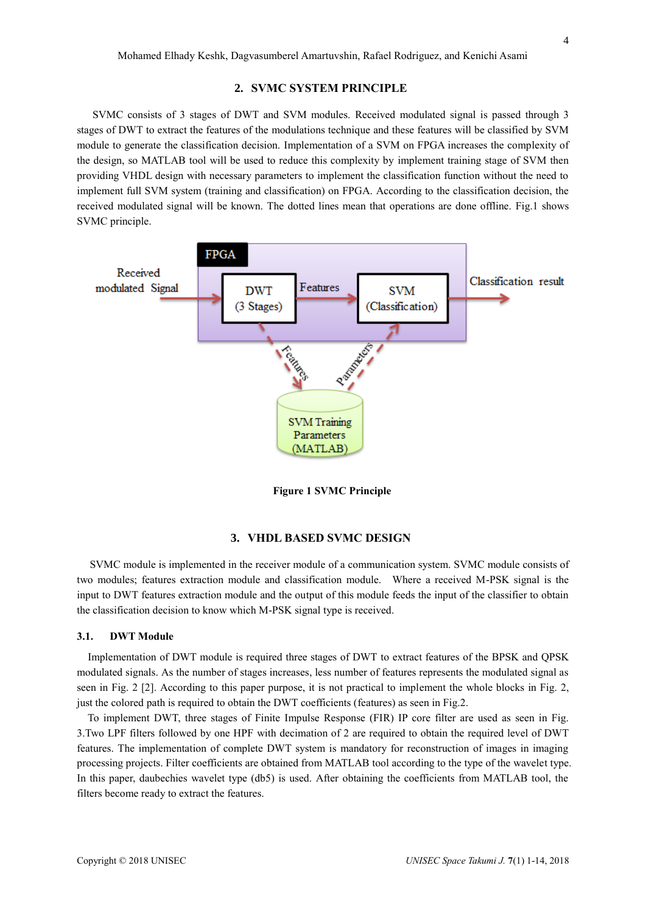## 2. SVMC SYSTEM PRINCIPLE

SVMC consists of 3 stages of DWT and SVM modules. Received modulated signal is passed through 3 stages of DWT to extract the features of the modulations technique and these features will be classified by SVM module to generate the classification decision. Implementation of a SVM on FPGA increases the complexity of the design, so MATLAB tool will be used to reduce this complexity by implement training stage of SVM then providing VHDL design with necessary parameters to implement the classification function without the need to implement full SVM system (training and classification) on FPGA. According to the classification decision, the received modulated signal will be known. The dotted lines mean that operations are done offline. Fig.1 shows SVMC principle.

**Figure 1 SVMC Principle**

## 3. VHDL BASED SVMC DESIGN

SVMC module is implemented in the receiver module of a communication system. SVMC module consists of two modules; features extraction module and classification module. Where a received M-PSK signal is the input to DWT features extraction module and the output of this module feeds the input of the classifier to obtain the classification decision to know which M-PSK signal type is received.

### 3.1. DWT Module

Implementation of DWT module is required three stages of DWT to extract features of the BPSK and QPSK modulated signals. As the number of stages increases, less number of features represents the modulated signal as seen in Fig. 2 [2]. According to this paper purpose, it is not practical to implement the whole blocks in Fig. 2, just the colored path is required to obtain the DWT coefficients (features) as seen in Fig.2.

To implement DWT, three stages of Finite Impulse Response (FIR) IP core filter are used as seen in Fig. 3.Two LPF filters followed by one HPF with decimation of 2 are required to obtain the required level of DWT features. The implementation of complete DWT system is mandatory for reconstruction of images in imaging processing projects. Filter coefficients are obtained from MATLAB tool according to the type of the wavelet type. In this paper, daubechies wavelet type (db5) is used. After obtaining the coefficients from MATLAB tool, the filters become ready to extract the features.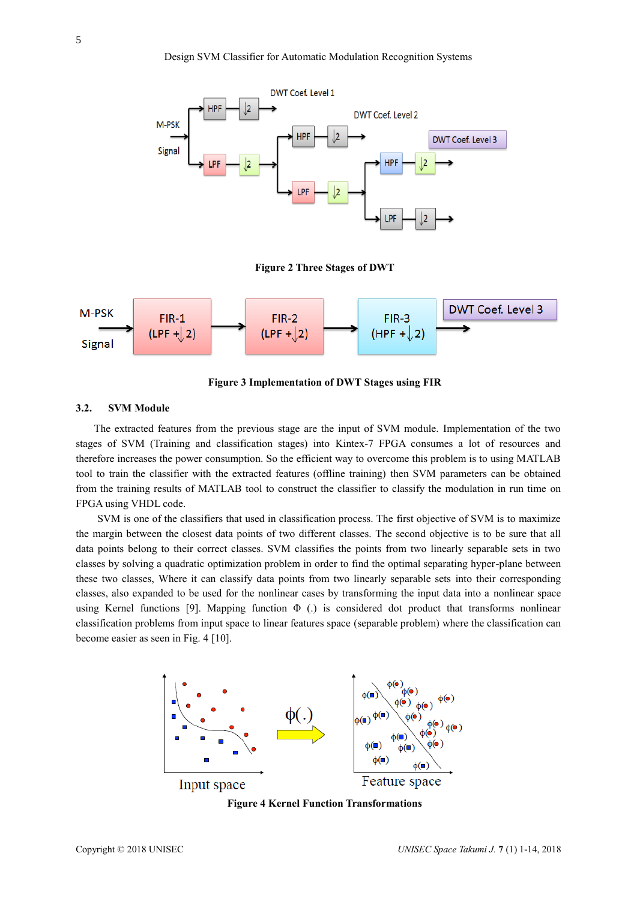**Figure 2 Three Stages of DWT**

**Figure 3 Implementation of DWT Stages using FIR**

### 3.2. SVM Module

The extracted features from the previous stage are the input of SVM module. Implementation of the two stages of SVM (Training and classification stages) into Kintex-7 FPGA consumes a lot of resources and therefore increases the power consumption. So the efficient way to overcome this problem is to using MATLAB tool to train the classifier with the extracted features (offline training) then SVM parameters can be obtained from the training results of MATLAB tool to construct the classifier to classify the modulation in run time on FPGA using VHDL code.

SVM is one of the classifiers that used in classification process. The first objective of SVM is to maximize the margin between the closest data points of two different classes. The second objective is to be sure that all data points belong to their correct classes. SVM classifies the points from two linearly separable sets in two classes by solving a quadratic optimization problem in order to find the optimal separating hyper-plane between these two classes, Where it can classify data points from two linearly separable sets into their corresponding classes, also expanded to be used for the nonlinear cases by transforming the input data into a nonlinear space using Kernel functions [9]. Mapping function Φ (.) is considered dot product that transforms nonlinear classification problems from input space to linear features space (separable problem) where the classification can become easier as seen in Fig. 4 [10].

**Figure 4 Kernel Function Transformations**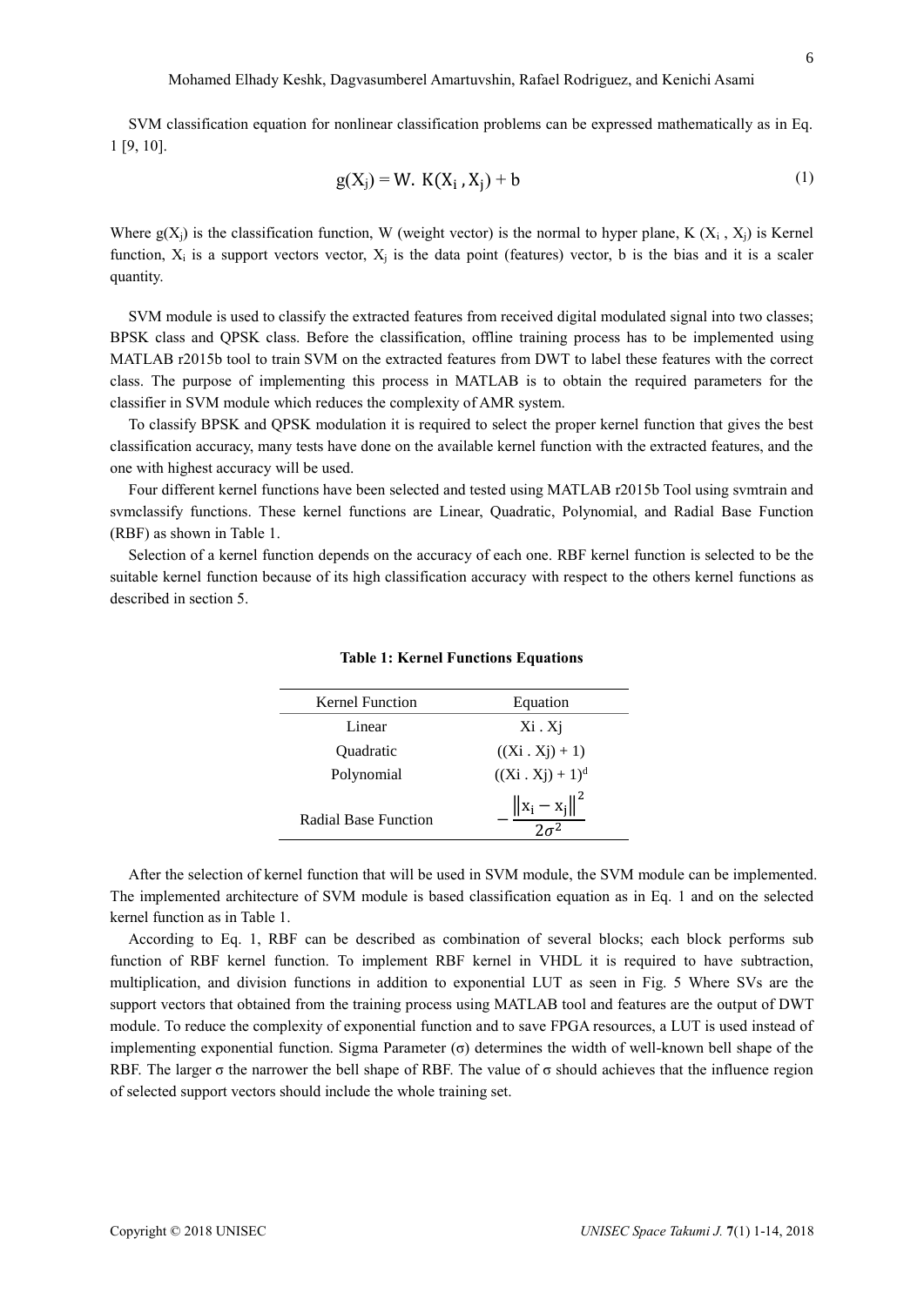SVM classification equation for nonlinear classification problems can be expressed mathematically as in Eq. 1 [9, 10].

$$g(X_j) = W.\ K(X_i\ , X_j) + b \tag{1}$$

Where $g(X_j)$ is the classification function, W (weight vector) is the normal to hyper plane, K ($X_i$ , $X_j$) is Kernel function, $X_i$ is a support vectors vector, $X_j$ is the data point (features) vector, b is the bias and it is a scaler quantity.

SVM module is used to classify the extracted features from received digital modulated signal into two classes; BPSK class and QPSK class. Before the classification, offline training process has to be implemented using MATLAB r2015b tool to train SVM on the extracted features from DWT to label these features with the correct class. The purpose of implementing this process in MATLAB is to obtain the required parameters for the classifier in SVM module which reduces the complexity of AMR system.

To classify BPSK and QPSK modulation it is required to select the proper kernel function that gives the best classification accuracy, many tests have done on the available kernel function with the extracted features, and the one with highest accuracy will be used.

Four different kernel functions have been selected and tested using MATLAB r2015b Tool using svmtrain and svmclassify functions. These kernel functions are Linear, Quadratic, Polynomial, and Radial Base Function (RBF) as shown in Table 1.

Selection of a kernel function depends on the accuracy of each one. RBF kernel function is selected to be the suitable kernel function because of its high classification accuracy with respect to the others kernel functions as described in section 5.

**Table 1: Kernel Functions Equations**

| Kernel Function | Equation |
|---|---|
| Linear | $Xi\ .\ Xj$ |
| Quadratic | $((Xi\ .\ Xj) + 1)$ |
| Polynomial | $((Xi\ .\ Xj) + 1)^d$ |
| Radial Base Function | $-\frac{\left\Vert x_i - x_j \right\Vert^2}{2\sigma^2}$ |

After the selection of kernel function that will be used in SVM module, the SVM module can be implemented. The implemented architecture of SVM module is based classification equation as in Eq. 1 and on the selected kernel function as in Table 1.

According to Eq. 1, RBF can be described as combination of several blocks; each block performs sub function of RBF kernel function. To implement RBF kernel in VHDL it is required to have subtraction, multiplication, and division functions in addition to exponential LUT as seen in Fig. 5 Where SVs are the support vectors that obtained from the training process using MATLAB tool and features are the output of DWT module. To reduce the complexity of exponential function and to save FPGA resources, a LUT is used instead of implementing exponential function. Sigma Parameter (σ) determines the width of well-known bell shape of the RBF. The larger σ the narrower the bell shape of RBF. The value of σ should achieves that the influence region of selected support vectors should include the whole training set.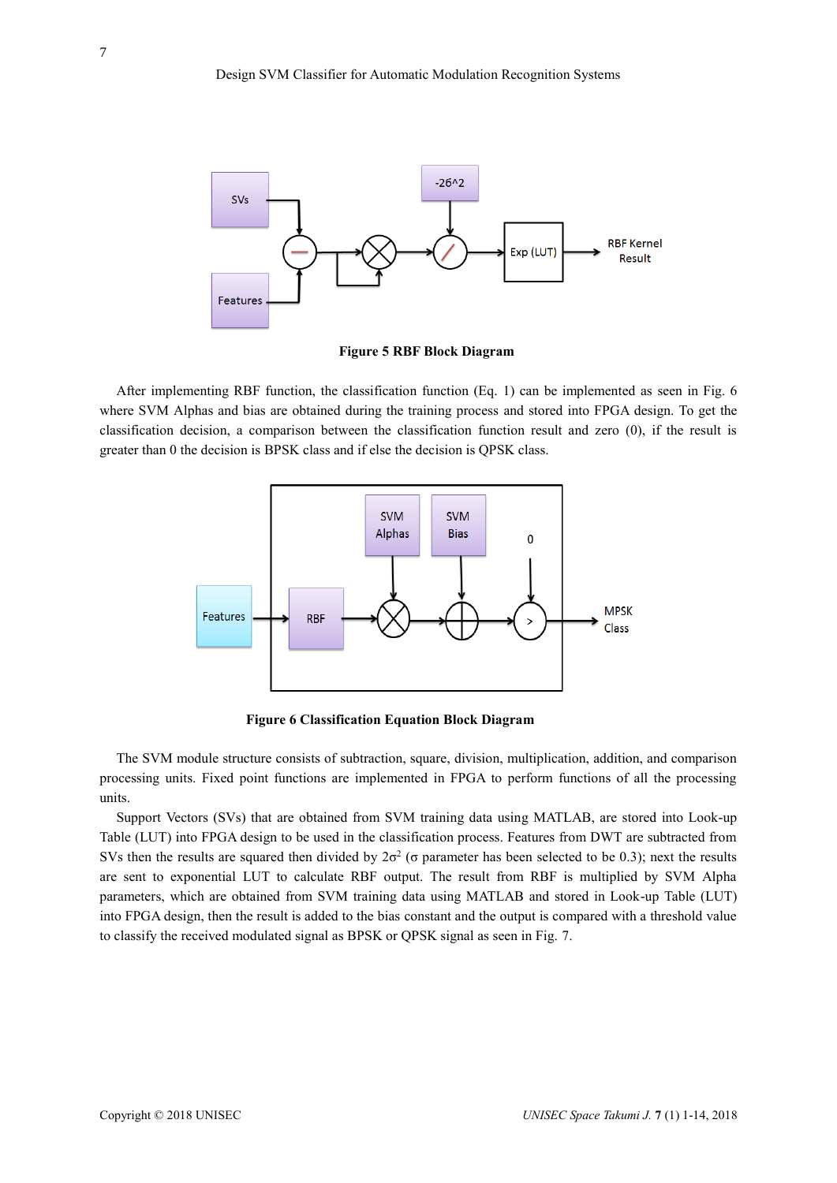**Figure 5 RBF Block Diagram**

After implementing RBF function, the classification function (Eq. 1) can be implemented as seen in Fig. 6 where SVM Alphas and bias are obtained during the training process and stored into FPGA design. To get the classification decision, a comparison between the classification function result and zero (0), if the result is greater than 0 the decision is BPSK class and if else the decision is QPSK class.

**Figure 6 Classification Equation Block Diagram**

The SVM module structure consists of subtraction, square, division, multiplication, addition, and comparison processing units. Fixed point functions are implemented in FPGA to perform functions of all the processing units.

Support Vectors (SVs) that are obtained from SVM training data using MATLAB, are stored into Look-up Table (LUT) into FPGA design to be used in the classification process. Features from DWT are subtracted from SVs then the results are squared then divided by $2\sigma^2$ ($\sigma$ parameter has been selected to be 0.3); next the results are sent to exponential LUT to calculate RBF output. The result from RBF is multiplied by SVM Alpha parameters, which are obtained from SVM training data using MATLAB and stored in Look-up Table (LUT) into FPGA design, then the result is added to the bias constant and the output is compared with a threshold value to classify the received modulated signal as BPSK or QPSK signal as seen in Fig. 7.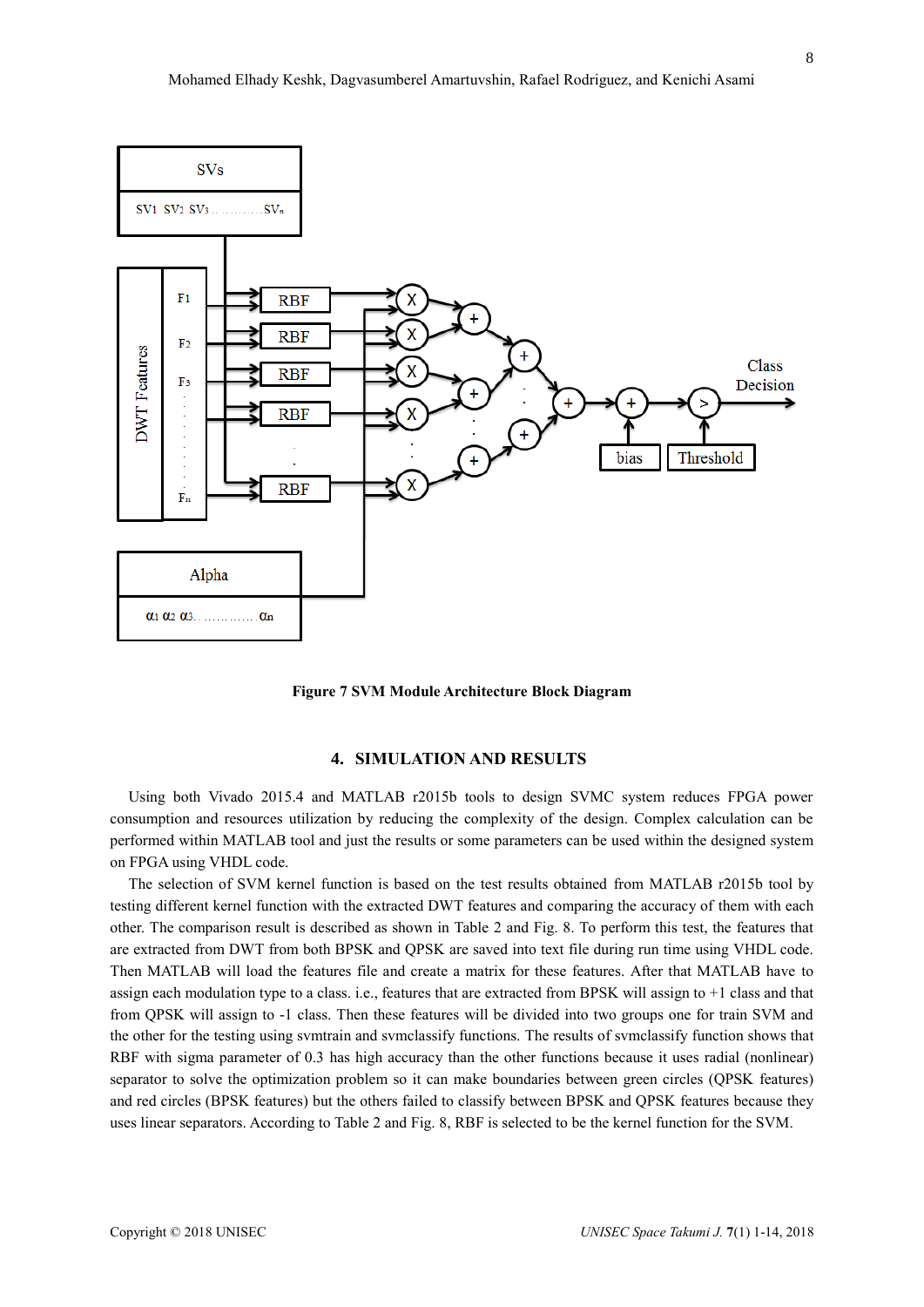**Figure 7 SVM Module Architecture Block Diagram**

## 4. SIMULATION AND RESULTS

Using both Vivado 2015.4 and MATLAB r2015b tools to design SVMC system reduces FPGA power consumption and resources utilization by reducing the complexity of the design. Complex calculation can be performed within MATLAB tool and just the results or some parameters can be used within the designed system on FPGA using VHDL code.

The selection of SVM kernel function is based on the test results obtained from MATLAB r2015b tool by testing different kernel function with the extracted DWT features and comparing the accuracy of them with each other. The comparison result is described as shown in Table 2 and Fig. 8. To perform this test, the features that are extracted from DWT from both BPSK and QPSK are saved into text file during run time using VHDL code. Then MATLAB will load the features file and create a matrix for these features. After that MATLAB have to assign each modulation type to a class. i.e., features that are extracted from BPSK will assign to +1 class and that from QPSK will assign to -1 class. Then these features will be divided into two groups one for train SVM and the other for the testing using svmtrain and svmclassify functions. The results of svmclassify function shows that RBF with sigma parameter of 0.3 has high accuracy than the other functions because it uses radial (nonlinear) separator to solve the optimization problem so it can make boundaries between green circles (QPSK features) and red circles (BPSK features) but the others failed to classify between BPSK and QPSK features because they uses linear separators. According to Table 2 and Fig. 8, RBF is selected to be the kernel function for the SVM.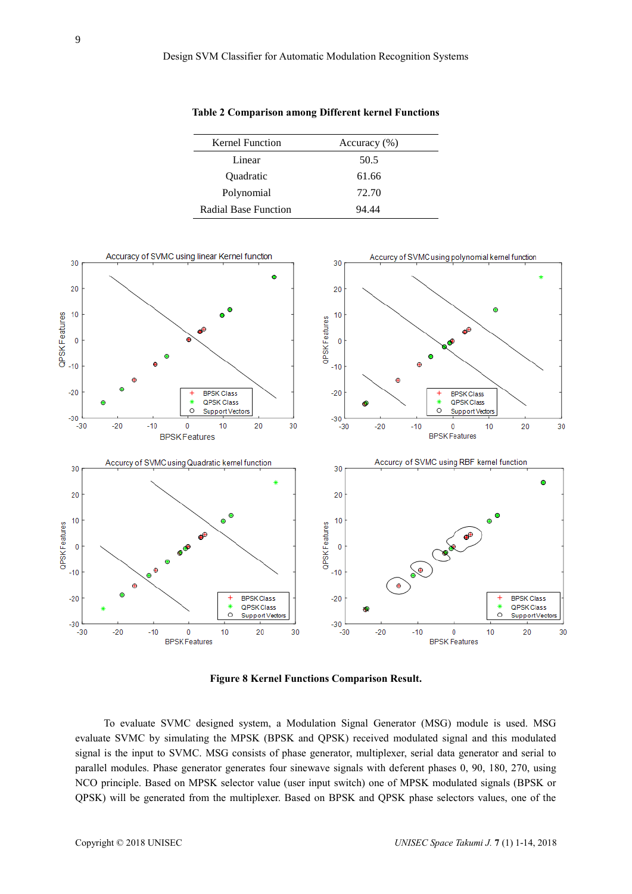**Table 2 Comparison among Different kernel Functions**

| Kernel Function | Accuracy (%) |
|---|---|
| Linear | 50.5 |
| Quadratic | 61.66 |
| Polynomial | 72.70 |
| Radial Base Function | 94.44 |

**Figure 8 Kernel Functions Comparison Result.**

To evaluate SVMC designed system, a Modulation Signal Generator (MSG) module is used. MSG evaluate SVMC by simulating the MPSK (BPSK and QPSK) received modulated signal and this modulated signal is the input to SVMC. MSG consists of phase generator, multiplexer, serial data generator and serial to parallel modules. Phase generator generates four sinewave signals with deferent phases 0, 90, 180, 270, using NCO principle. Based on MPSK selector value (user input switch) one of MPSK modulated signals (BPSK or QPSK) will be generated from the multiplexer. Based on BPSK and QPSK phase selectors values, one of the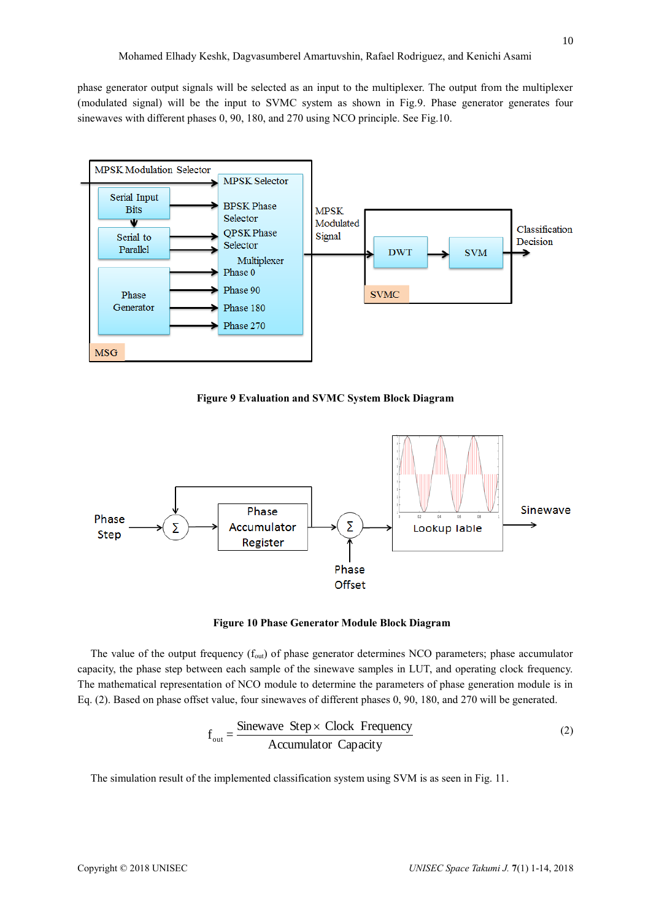phase generator output signals will be selected as an input to the multiplexer. The output from the multiplexer (modulated signal) will be the input to SVMC system as shown in Fig.9. Phase generator generates four sinewaves with different phases 0, 90, 180, and 270 using NCO principle. See Fig.10.

**Figure 9 Evaluation and SVMC System Block Diagram**

**Figure 10 Phase Generator Module Block Diagram**

The value of the output frequency ($f_{out}$) of phase generator determines NCO parameters; phase accumulator capacity, the phase step between each sample of the sinewave samples in LUT, and operating clock frequency. The mathematical representation of NCO module to determine the parameters of phase generation module is in Eq. (2). Based on phase offset value, four sinewaves of different phases 0, 90, 180, and 270 will be generated.

$$f_{out} = \frac{\text{Sinewave Step} \times \text{Clock Frequency}}{\text{Accumulator Capacity}} \tag{2}$$

The simulation result of the implemented classification system using SVM is as seen in Fig. 11.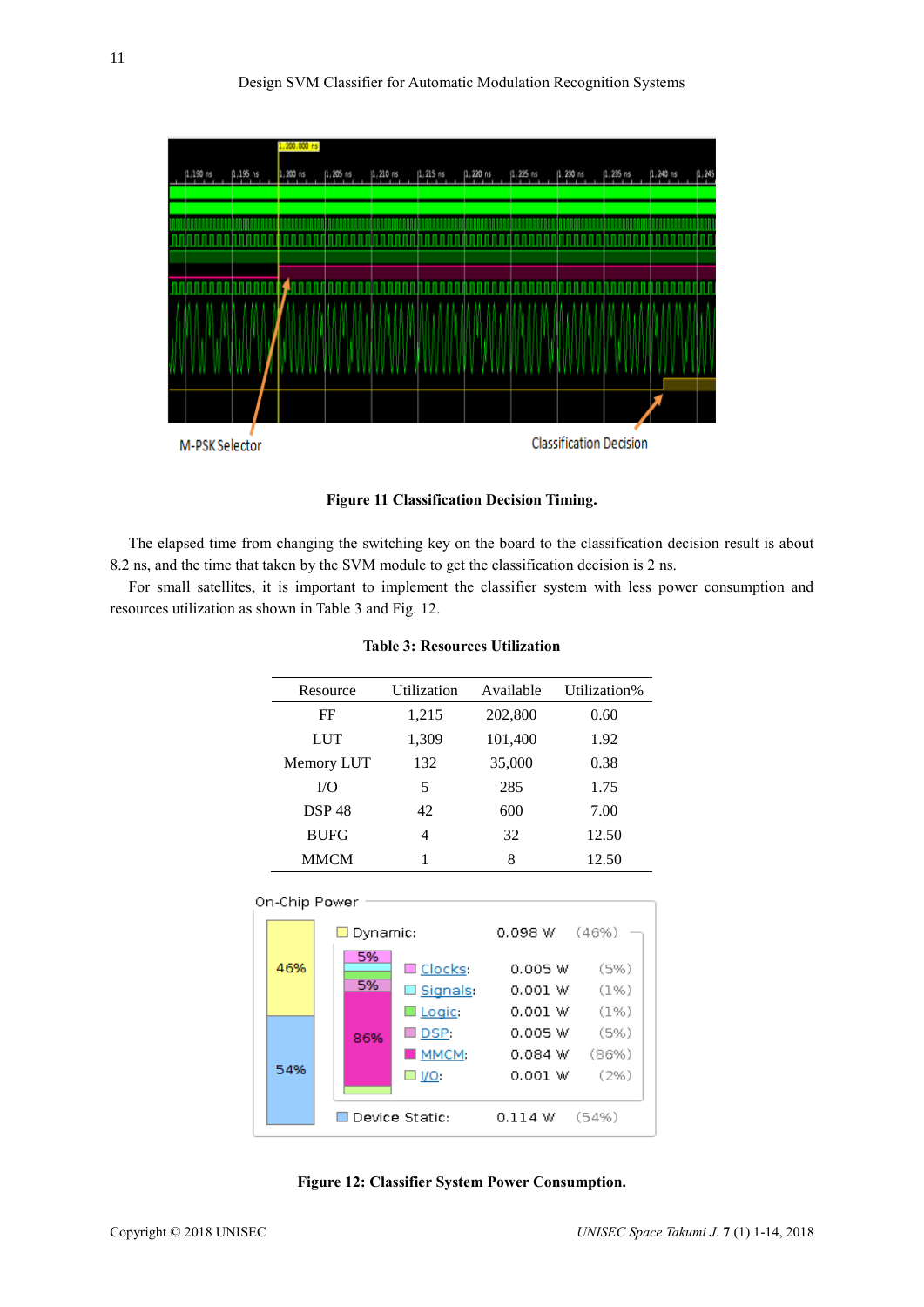**Figure 11 Classification Decision Timing.**

The elapsed time from changing the switching key on the board to the classification decision result is about 8.2 ns, and the time that taken by the SVM module to get the classification decision is 2 ns.

For small satellites, it is important to implement the classifier system with less power consumption and resources utilization as shown in Table 3 and Fig. 12.

**Table 3: Resources Utilization**

| Resource | Utilization | Available | Utilization% |
|---|---|---|---|
| FF | 1,215 | 202,800 | 0.60 |
| LUT | 1,309 | 101,400 | 1.92 |
| Memory LUT | 132 | 35,000 | 0.38 |
| I/O | 5 | 285 | 1.75 |
| DSP 48 | 42 | 600 | 7.00 |
| BUFG | 4 | 32 | 12.50 |
| MMCM | 1 | 8 | 12.50 |

**Figure 12: Classifier System Power Consumption.**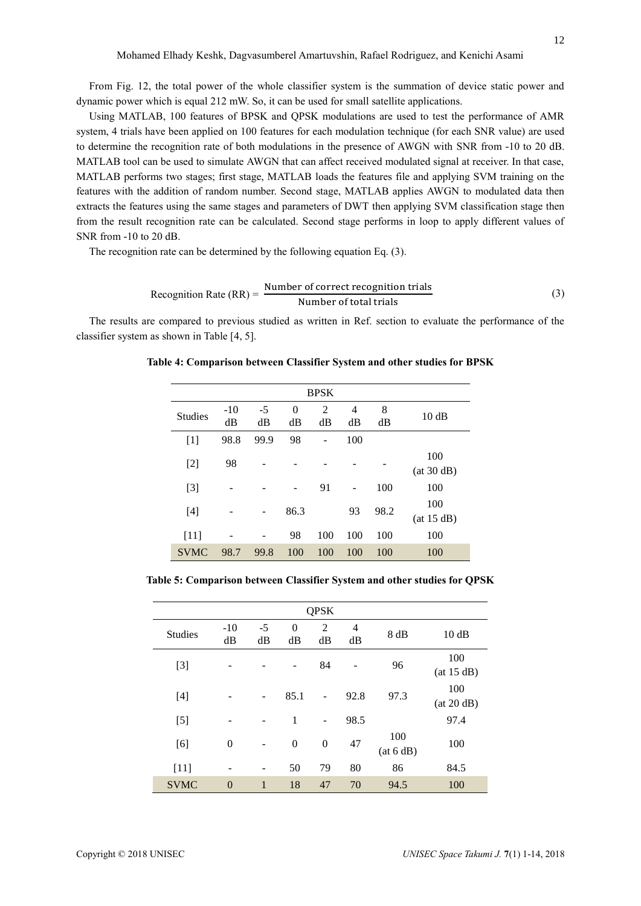From Fig. 12, the total power of the whole classifier system is the summation of device static power and dynamic power which is equal 212 mW. So, it can be used for small satellite applications.

Using MATLAB, 100 features of BPSK and QPSK modulations are used to test the performance of AMR system, 4 trials have been applied on 100 features for each modulation technique (for each SNR value) are used to determine the recognition rate of both modulations in the presence of AWGN with SNR from -10 to 20 dB. MATLAB tool can be used to simulate AWGN that can affect received modulated signal at receiver. In that case, MATLAB performs two stages; first stage, MATLAB loads the features file and applying SVM training on the features with the addition of random number. Second stage, MATLAB applies AWGN to modulated data then extracts the features using the same stages and parameters of DWT then applying SVM classification stage then from the result recognition rate can be calculated. Second stage performs in loop to apply different values of SNR from -10 to 20 dB.

The recognition rate can be determined by the following equation Eq. (3).

$$\text{Recognition Rate (RR)} = \frac{\text{Number of correct recognition trials}}{\text{Number of total trials}} \tag{3}$$

The results are compared to previous studied as written in Ref. section to evaluate the performance of the classifier system as shown in Table [4, 5].

**Table 4: Comparison between Classifier System and other studies for BPSK**

| BPSK | | | | | | | |
|---|---|---|---|---|---|---|---|
| Studies | -10 dB | -5 dB | 0 dB | 2 dB | 4 dB | 8 dB | 10 dB |
| [1] | 98.8 | 99.9 | 98 | - | 100 | | |
| [2] | 98 | - | - | - | - | - | 100 (at 30 dB) |
| [3] | - | - | - | 91 | - | 100 | 100 |
| [4] | - | - | 86.3 | | 93 | 98.2 | 100 (at 15 dB) |
| [11] | - | - | 98 | 100 | 100 | 100 | 100 |
| SVMC | 98.7 | 99.8 | 100 | 100 | 100 | 100 | 100 |

**Table 5: Comparison between Classifier System and other studies for QPSK**

| QPSK | | | | | | | |
|---|---|---|---|---|---|---|---|
| Studies | -10 dB | -5 dB | 0 dB | 2 dB | 4 dB | 8 dB | 10 dB |
| [3] | - | - | - | 84 | - | 96 | 100 (at 15 dB) |
| [4] | - | - | 85.1 | - | 92.8 | 97.3 | 100 (at 20 dB) |
| [5] | - | - | 1 | - | 98.5 | | 97.4 |
| [6] | 0 | - | 0 | 0 | 47 | 100 (at 6 dB) | 100 |
| [11] | - | - | 50 | 79 | 80 | 86 | 84.5 |
| SVMC | 0 | 1 | 18 | 47 | 70 | 94.5 | 100 |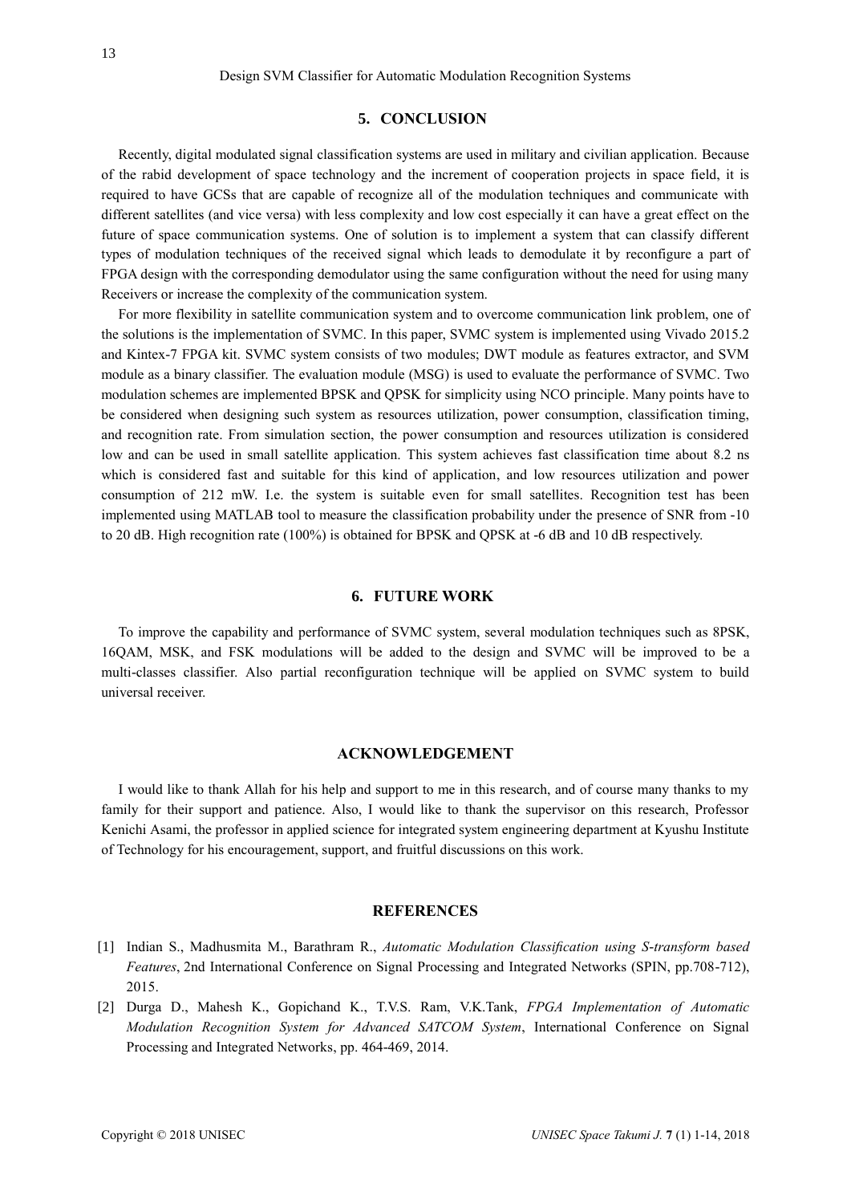## 5. CONCLUSION

Recently, digital modulated signal classification systems are used in military and civilian application. Because of the rabid development of space technology and the increment of cooperation projects in space field, it is required to have GCSs that are capable of recognize all of the modulation techniques and communicate with different satellites (and vice versa) with less complexity and low cost especially it can have a great effect on the future of space communication systems. One of solution is to implement a system that can classify different types of modulation techniques of the received signal which leads to demodulate it by reconfigure a part of FPGA design with the corresponding demodulator using the same configuration without the need for using many Receivers or increase the complexity of the communication system.

For more flexibility in satellite communication system and to overcome communication link problem, one of the solutions is the implementation of SVMC. In this paper, SVMC system is implemented using Vivado 2015.2 and Kintex-7 FPGA kit. SVMC system consists of two modules; DWT module as features extractor, and SVM module as a binary classifier. The evaluation module (MSG) is used to evaluate the performance of SVMC. Two modulation schemes are implemented BPSK and QPSK for simplicity using NCO principle. Many points have to be considered when designing such system as resources utilization, power consumption, classification timing, and recognition rate. From simulation section, the power consumption and resources utilization is considered low and can be used in small satellite application. This system achieves fast classification time about 8.2 ns which is considered fast and suitable for this kind of application, and low resources utilization and power consumption of 212 mW. I.e. the system is suitable even for small satellites. Recognition test has been implemented using MATLAB tool to measure the classification probability under the presence of SNR from -10 to 20 dB. High recognition rate (100%) is obtained for BPSK and QPSK at -6 dB and 10 dB respectively.

## 6. FUTURE WORK

To improve the capability and performance of SVMC system, several modulation techniques such as 8PSK, 16QAM, MSK, and FSK modulations will be added to the design and SVMC will be improved to be a multi-classes classifier. Also partial reconfiguration technique will be applied on SVMC system to build universal receiver.

## ACKNOWLEDGEMENT

I would like to thank Allah for his help and support to me in this research, and of course many thanks to my family for their support and patience. Also, I would like to thank the supervisor on this research, Professor Kenichi Asami, the professor in applied science for integrated system engineering department at Kyushu Institute of Technology for his encouragement, support, and fruitful discussions on this work.

## REFERENCES

[1] Indian S., Madhusmita M., Barathram R., *Automatic Modulation Classification using S-transform based Features*, 2nd International Conference on Signal Processing and Integrated Networks (SPIN, pp.708-712), 2015.

[2] Durga D., Mahesh K., Gopichand K., T.V.S. Ram, V.K.Tank, *FPGA Implementation of Automatic Modulation Recognition System for Advanced SATCOM System*, International Conference on Signal Processing and Integrated Networks, pp. 464-469, 2014.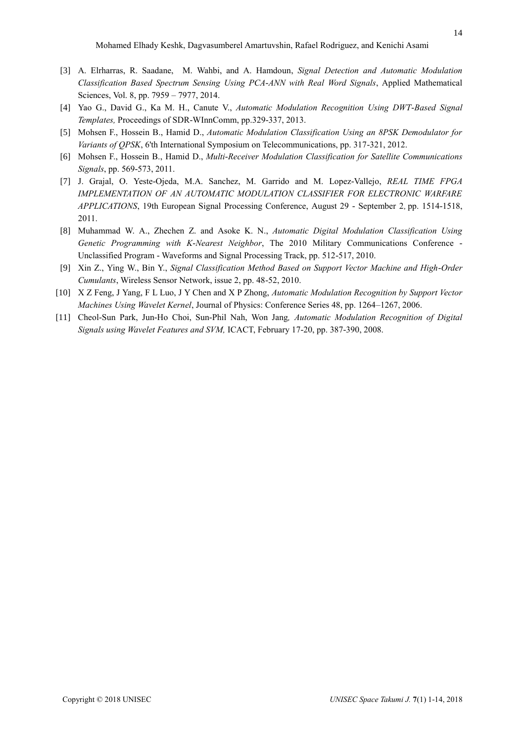[3] A. Elrharras, R. Saadane, M. Wahbi, and A. Hamdoun, *Signal Detection and Automatic Modulation Classification Based Spectrum Sensing Using PCA-ANN with Real Word Signals*, Applied Mathematical Sciences, Vol. 8, pp. 7959 – 7977, 2014.

[4] Yao G., David G., Ka M. H., Canute V., *Automatic Modulation Recognition Using DWT-Based Signal Templates,* Proceedings of SDR-WInnComm, pp.329-337, 2013.

[5] Mohsen F., Hossein B., Hamid D., *Automatic Modulation Classification Using an 8PSK Demodulator for Variants of QPSK*, 6'th International Symposium on Telecommunications, pp. 317-321, 2012.

[6] Mohsen F., Hossein B., Hamid D., *Multi-Receiver Modulation Classification for Satellite Communications Signals*, pp. 569-573, 2011.

[7] J. Grajal, O. Yeste-Ojeda, M.A. Sanchez, M. Garrido and M. Lopez-Vallejo, *REAL TIME FPGA IMPLEMENTATION OF AN AUTOMATIC MODULATION CLASSIFIER FOR ELECTRONIC WARFARE APPLICATIONS*, 19th European Signal Processing Conference, August 29 - September 2, pp. 1514-1518, 2011.

[8] Muhammad W. A., Zhechen Z. and Asoke K. N., *Automatic Digital Modulation Classification Using Genetic Programming with K-Nearest Neighbor*, The 2010 Military Communications Conference - Unclassified Program - Waveforms and Signal Processing Track, pp. 512-517, 2010.

[9] Xin Z., Ying W., Bin Y., *Signal Classification Method Based on Support Vector Machine and High-Order Cumulants*, Wireless Sensor Network, issue 2, pp. 48-52, 2010.

[10] X Z Feng, J Yang, F L Luo, J Y Chen and X P Zhong, *Automatic Modulation Recognition by Support Vector Machines Using Wavelet Kernel*, Journal of Physics: Conference Series 48, pp. 1264–1267, 2006.

[11] Cheol-Sun Park, Jun-Ho Choi, Sun-Phil Nah, Won Jang*, Automatic Modulation Recognition of Digital Signals using Wavelet Features and SVM,* ICACT, February 17-20, pp. 387-390, 2008.